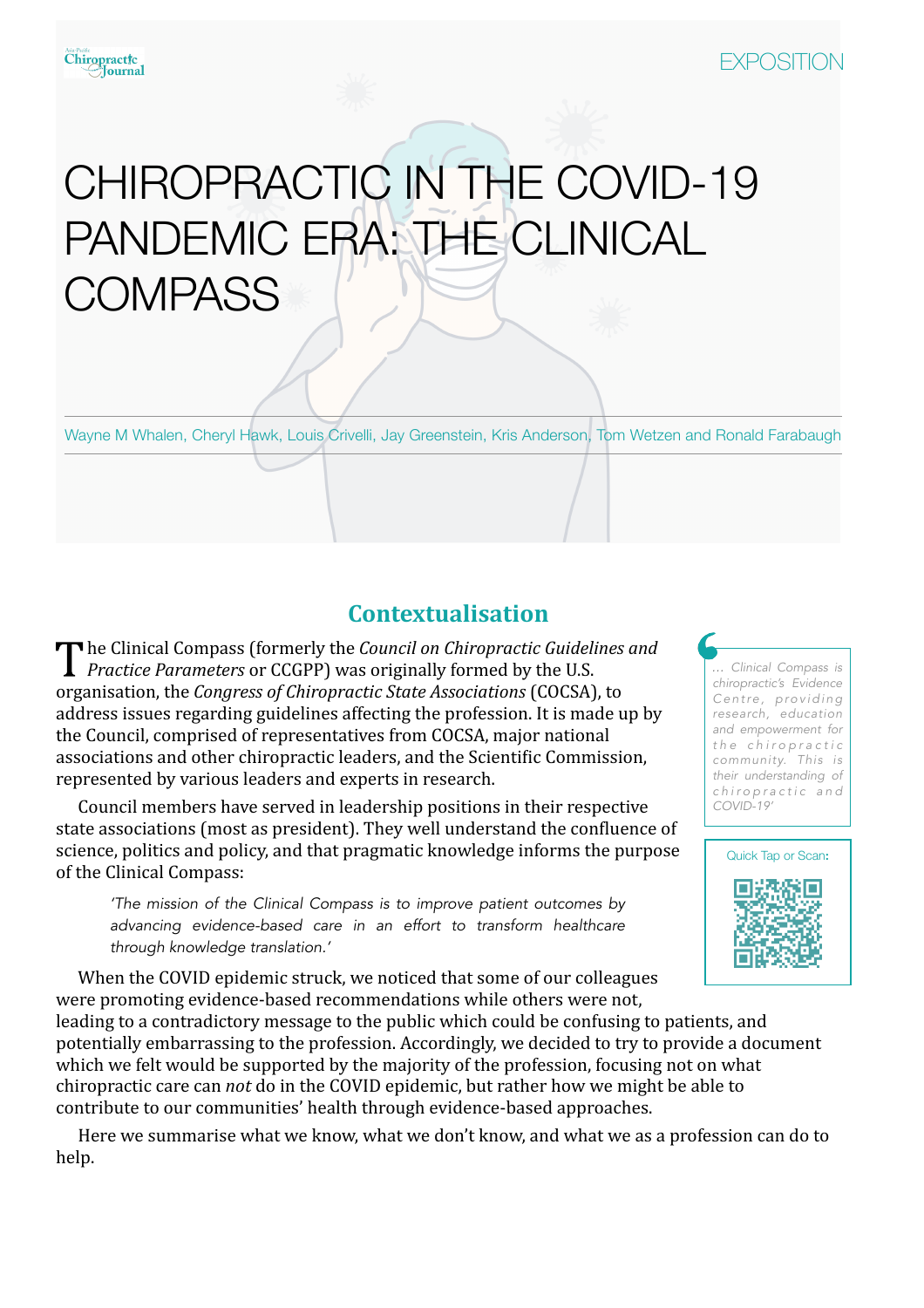EXPOSITION

# CHIROPRACTIC IN THE COVID-19 PANDEMIC ERA: THE CLINICAL COMPASS

Wayne M Whalen, Cheryl Hawk, Louis Crivelli, Jay Greenstein, Kris Anderson, Tom Wetzen and Ronald Farabaugh

## Contextualisation

The Clinical Compass (formerly the *Council on Chiropractic Guidelines and Practice Parameters* or CCGPP) was originally formed by the U.S. organisation, the *Congress of Chiropractic State Associations* (COCSA), to address issues regarding guidelines affecting the profession. It is made up by the Council, comprised of representatives from COCSA, major national associations and other chiropractic leaders, and the Scientific Commission, represented by various leaders and experts in research.

Council members have served in leadership positions in their respective state associations (most as president). They well understand the confluence of science, politics and policy, and that pragmatic knowledge informs the purpose of the Clinical Compass:

> *'The mission of the Clinical Compass is to improve patient outcomes by advancing evidence-based care in an effort to transform healthcare through knowledge translation.'*

When the COVID epidemic struck, we noticed that some of our colleagues were promoting evidence-based recommendations while others were not, leading to a contradictory message to the public which could be confusing to patients, and potentially embarrassing to the profession. Accordingly, we decided to try to provide a document which we felt would be supported by the majority of the profession, focusing not on what chiropractic care can *not* do in the COVID epidemic, but rather how we might be able to contribute to our communities' health through evidence-based approaches.

Here we summarise what we know, what we don't know, and what we as a profession can do to help.

> *… Clinical Compass is chiropractic's Evidence Centre, providing research, education and empowerment for the chiropractic community. This is their understanding of chiropractic and COVID-19'*

Quick Tap or Scan: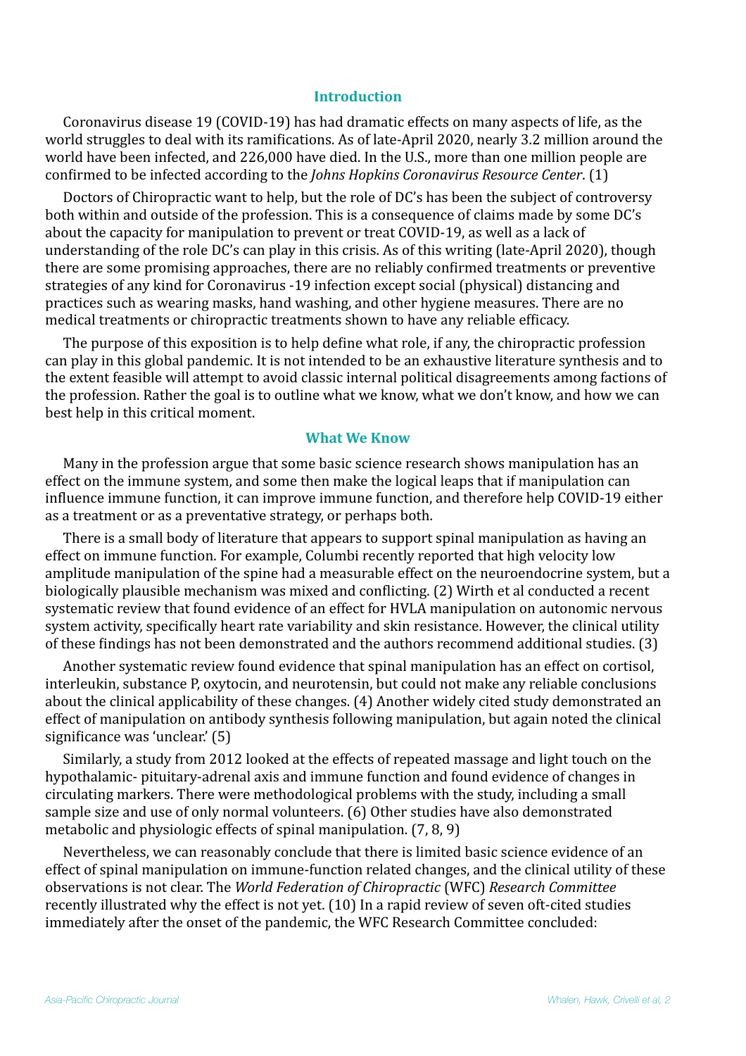## Introduction

Coronavirus disease 19 (COVID-19) has had dramatic effects on many aspects of life, as the world struggles to deal with its ramifications. As of late-April 2020, nearly 3.2 million around the world have been infected, and 226,000 have died. In the U.S., more than one million people are confirmed to be infected according to the *Johns Hopkins Coronavirus Resource Center*. (1)

Doctors of Chiropractic want to help, but the role of DC's has been the subject of controversy both within and outside of the profession. This is a consequence of claims made by some DC's about the capacity for manipulation to prevent or treat COVID-19, as well as a lack of understanding of the role DC's can play in this crisis. As of this writing (late-April 2020), though there are some promising approaches, there are no reliably confirmed treatments or preventive strategies of any kind for Coronavirus -19 infection except social (physical) distancing and practices such as wearing masks, hand washing, and other hygiene measures. There are no medical treatments or chiropractic treatments shown to have any reliable efficacy.

The purpose of this exposition is to help define what role, if any, the chiropractic profession can play in this global pandemic. It is not intended to be an exhaustive literature synthesis and to the extent feasible will attempt to avoid classic internal political disagreements among factions of the profession. Rather the goal is to outline what we know, what we don't know, and how we can best help in this critical moment.

## What We Know

Many in the profession argue that some basic science research shows manipulation has an effect on the immune system, and some then make the logical leaps that if manipulation can influence immune function, it can improve immune function, and therefore help COVID-19 either as a treatment or as a preventative strategy, or perhaps both.

There is a small body of literature that appears to support spinal manipulation as having an effect on immune function. For example, Columbi recently reported that high velocity low amplitude manipulation of the spine had a measurable effect on the neuroendocrine system, but a biologically plausible mechanism was mixed and conflicting. (2) Wirth et al conducted a recent systematic review that found evidence of an effect for HVLA manipulation on autonomic nervous system activity, specifically heart rate variability and skin resistance. However, the clinical utility of these findings has not been demonstrated and the authors recommend additional studies. (3)

Another systematic review found evidence that spinal manipulation has an effect on cortisol, interleukin, substance P, oxytocin, and neurotensin, but could not make any reliable conclusions about the clinical applicability of these changes. (4) Another widely cited study demonstrated an effect of manipulation on antibody synthesis following manipulation, but again noted the clinical significance was 'unclear.' (5)

Similarly, a study from 2012 looked at the effects of repeated massage and light touch on the hypothalamic- pituitary-adrenal axis and immune function and found evidence of changes in circulating markers. There were methodological problems with the study, including a small sample size and use of only normal volunteers. (6) Other studies have also demonstrated metabolic and physiologic effects of spinal manipulation. (7, 8, 9)

Nevertheless, we can reasonably conclude that there is limited basic science evidence of an effect of spinal manipulation on immune-function related changes, and the clinical utility of these observations is not clear. The *World Federation of Chiropractic* (WFC) *Research Committee* recently illustrated why the effect is not yet. (10) In a rapid review of seven oft-cited studies immediately after the onset of the pandemic, the WFC Research Committee concluded: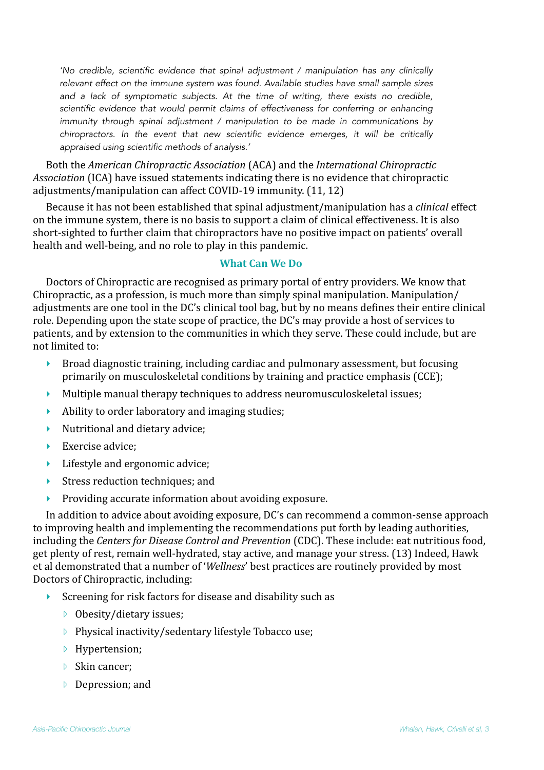> *'No credible, scientific evidence that spinal adjustment / manipulation has any clinically relevant effect on the immune system was found. Available studies have small sample sizes and a lack of symptomatic subjects. At the time of writing, there exists no credible, scientific evidence that would permit claims of effectiveness for conferring or enhancing immunity through spinal adjustment / manipulation to be made in communications by chiropractors. In the event that new scientific evidence emerges, it will be critically appraised using scientific methods of analysis.'*

Both the *American Chiropractic Association* (ACA) and the *International Chiropractic Association* (ICA) have issued statements indicating there is no evidence that chiropractic adjustments/manipulation can affect COVID-19 immunity. (11, 12)

Because it has not been established that spinal adjustment/manipulation has a *clinical* effect on the immune system, there is no basis to support a claim of clinical effectiveness. It is also short-sighted to further claim that chiropractors have no positive impact on patients' overall health and well-being, and no role to play in this pandemic.

## What Can We Do

Doctors of Chiropractic are recognised as primary portal of entry providers. We know that Chiropractic, as a profession, is much more than simply spinal manipulation. Manipulation/adjustments are one tool in the DC's clinical tool bag, but by no means defines their entire clinical role. Depending upon the state scope of practice, the DC's may provide a host of services to patients, and by extension to the communities in which they serve. These could include, but are not limited to:

- Broad diagnostic training, including cardiac and pulmonary assessment, but focusing primarily on musculoskeletal conditions by training and practice emphasis (CCE);
- Multiple manual therapy techniques to address neuromusculoskeletal issues;
- Ability to order laboratory and imaging studies;
- Nutritional and dietary advice;
- Exercise advice;
- Lifestyle and ergonomic advice;
- Stress reduction techniques; and
- Providing accurate information about avoiding exposure.

In addition to advice about avoiding exposure, DC's can recommend a common-sense approach to improving health and implementing the recommendations put forth by leading authorities, including the *Centers for Disease Control and Prevention* (CDC). These include: eat nutritious food, get plenty of rest, remain well-hydrated, stay active, and manage your stress. (13) Indeed, Hawk et al demonstrated that a number of '*Wellness*' best practices are routinely provided by most Doctors of Chiropractic, including:

- Screening for risk factors for disease and disability such as
  - Obesity/dietary issues;
  - Physical inactivity/sedentary lifestyle Tobacco use;
  - Hypertension;
  - Skin cancer;
  - Depression; and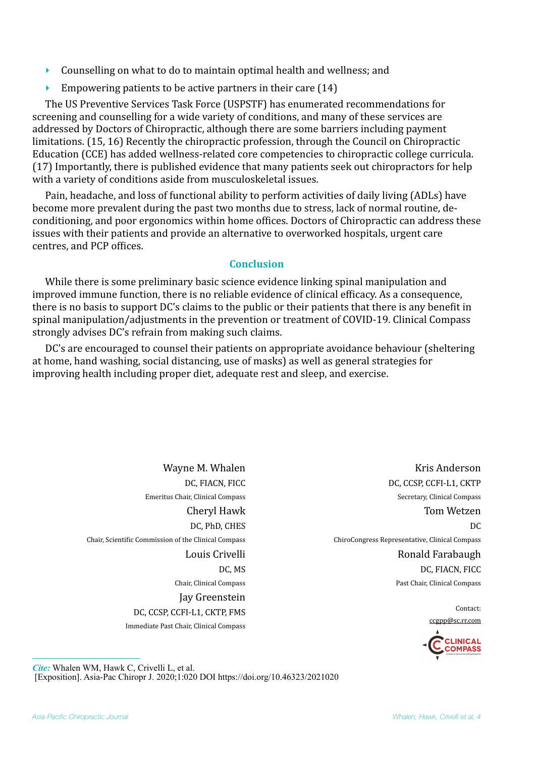- Counselling on what to do to maintain optimal health and wellness; and
- Empowering patients to be active partners in their care (14)

The US Preventive Services Task Force (USPSTF) has enumerated recommendations for screening and counselling for a wide variety of conditions, and many of these services are addressed by Doctors of Chiropractic, although there are some barriers including payment limitations. (15, 16) Recently the chiropractic profession, through the Council on Chiropractic Education (CCE) has added wellness-related core competencies to chiropractic college curricula. (17) Importantly, there is published evidence that many patients seek out chiropractors for help with a variety of conditions aside from musculoskeletal issues.

Pain, headache, and loss of functional ability to perform activities of daily living (ADLs) have become more prevalent during the past two months due to stress, lack of normal routine, de-conditioning, and poor ergonomics within home offices. Doctors of Chiropractic can address these issues with their patients and provide an alternative to overworked hospitals, urgent care centres, and PCP offices.

## Conclusion

While there is some preliminary basic science evidence linking spinal manipulation and improved immune function, there is no reliable evidence of clinical efficacy. As a consequence, there is no basis to support DC's claims to the public or their patients that there is any benefit in spinal manipulation/adjustments in the prevention or treatment of COVID-19. Clinical Compass strongly advises DC's refrain from making such claims.

DC's are encouraged to counsel their patients on appropriate avoidance behaviour (sheltering at home, hand washing, social distancing, use of masks) as well as general strategies for improving health including proper diet, adequate rest and sleep, and exercise.

Wayne M. Whalen
DC, FIACN, FICC
Emeritus Chair, Clinical Compass

Cheryl Hawk
DC, PhD, CHES
Chair, Scientific Commission of the Clinical Compass

Louis Crivelli
DC, MS
Chair, Clinical Compass

Jay Greenstein
DC, CCSP, CCFI-L1, CKTP, FMS
Immediate Past Chair, Clinical Compass

Kris Anderson
DC, CCSP, CCFI-L1, CKTP
Secretary, Clinical Compass

Tom Wetzen
DC
ChiroCongress Representative, Clinical Compass

Ronald Farabaugh
DC, FIACN, FICC
Past Chair, Clinical Compass

Contact:
ccgpp@sc.rr.com

*Cite:* Whalen WM, Hawk C, Crivelli L, et al.
[Exposition]. Asia-Pac Chiropr J. 2020;1:020 DOI https://doi.org/10.46323/2021020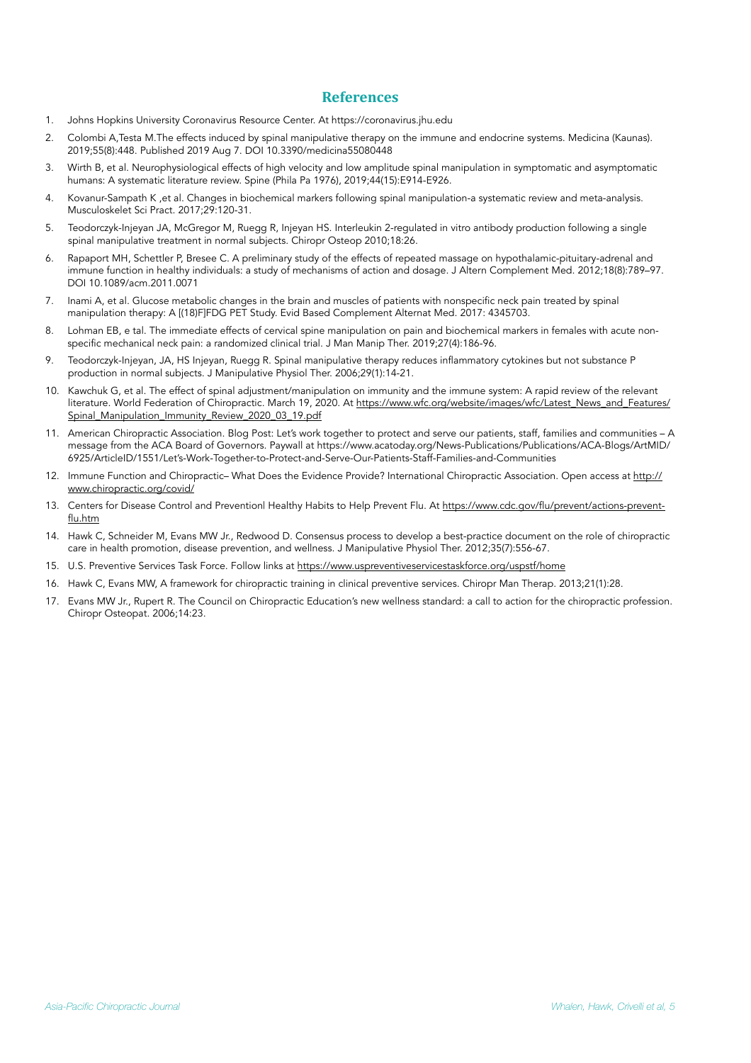## References

1. Johns Hopkins University Coronavirus Resource Center. At https://coronavirus.jhu.edu
2. Colombi A,Testa M.The effects induced by spinal manipulative therapy on the immune and endocrine systems. Medicina (Kaunas). 2019;55(8):448. Published 2019 Aug 7. DOI 10.3390/medicina55080448
3. Wirth B, et al. Neurophysiological effects of high velocity and low amplitude spinal manipulation in symptomatic and asymptomatic humans: A systematic literature review. Spine (Phila Pa 1976), 2019;44(15):E914-E926.
4. Kovanur-Sampath K ,et al. Changes in biochemical markers following spinal manipulation-a systematic review and meta-analysis. Musculoskelet Sci Pract. 2017;29:120-31.
5. Teodorczyk-Injeyan JA, McGregor M, Ruegg R, Injeyan HS. Interleukin 2-regulated in vitro antibody production following a single spinal manipulative treatment in normal subjects. Chiropr Osteop 2010;18:26.
6. Rapaport MH, Schettler P, Bresee C. A preliminary study of the effects of repeated massage on hypothalamic-pituitary-adrenal and immune function in healthy individuals: a study of mechanisms of action and dosage. J Altern Complement Med. 2012;18(8):789–97. DOI 10.1089/acm.2011.0071
7. Inami A, et al. Glucose metabolic changes in the brain and muscles of patients with nonspecific neck pain treated by spinal manipulation therapy: A [(18)F]FDG PET Study. Evid Based Complement Alternat Med. 2017: 4345703.
8. Lohman EB, e tal. The immediate effects of cervical spine manipulation on pain and biochemical markers in females with acute non-specific mechanical neck pain: a randomized clinical trial. J Man Manip Ther. 2019;27(4):186-96.
9. Teodorczyk-Injeyan, JA, HS Injeyan, Ruegg R. Spinal manipulative therapy reduces inflammatory cytokines but not substance P production in normal subjects. J Manipulative Physiol Ther. 2006;29(1):14-21.
10. Kawchuk G, et al. The effect of spinal adjustment/manipulation on immunity and the immune system: A rapid review of the relevant literature. World Federation of Chiropractic. March 19, 2020. At https://www.wfc.org/website/images/wfc/Latest_News_and_Features/Spinal_Manipulation_Immunity_Review_2020_03_19.pdf
11. American Chiropractic Association. Blog Post: Let's work together to protect and serve our patients, staff, families and communities – A message from the ACA Board of Governors. Paywall at https://www.acatoday.org/News-Publications/Publications/ACA-Blogs/ArtMID/6925/ArticleID/1551/Let's-Work-Together-to-Protect-and-Serve-Our-Patients-Staff-Families-and-Communities
12. Immune Function and Chiropractic– What Does the Evidence Provide? International Chiropractic Association. Open access at http://www.chiropractic.org/covid/
13. Centers for Disease Control and Preventionl Healthy Habits to Help Prevent Flu. At https://www.cdc.gov/flu/prevent/actions-prevent-flu.htm
14. Hawk C, Schneider M, Evans MW Jr., Redwood D. Consensus process to develop a best-practice document on the role of chiropractic care in health promotion, disease prevention, and wellness. J Manipulative Physiol Ther. 2012;35(7):556-67.
15. U.S. Preventive Services Task Force. Follow links at https://www.uspreventiveservicestaskforce.org/uspstf/home
16. Hawk C, Evans MW, A framework for chiropractic training in clinical preventive services. Chiropr Man Therap. 2013;21(1):28.
17. Evans MW Jr., Rupert R. The Council on Chiropractic Education's new wellness standard: a call to action for the chiropractic profession. Chiropr Osteopat. 2006;14:23.